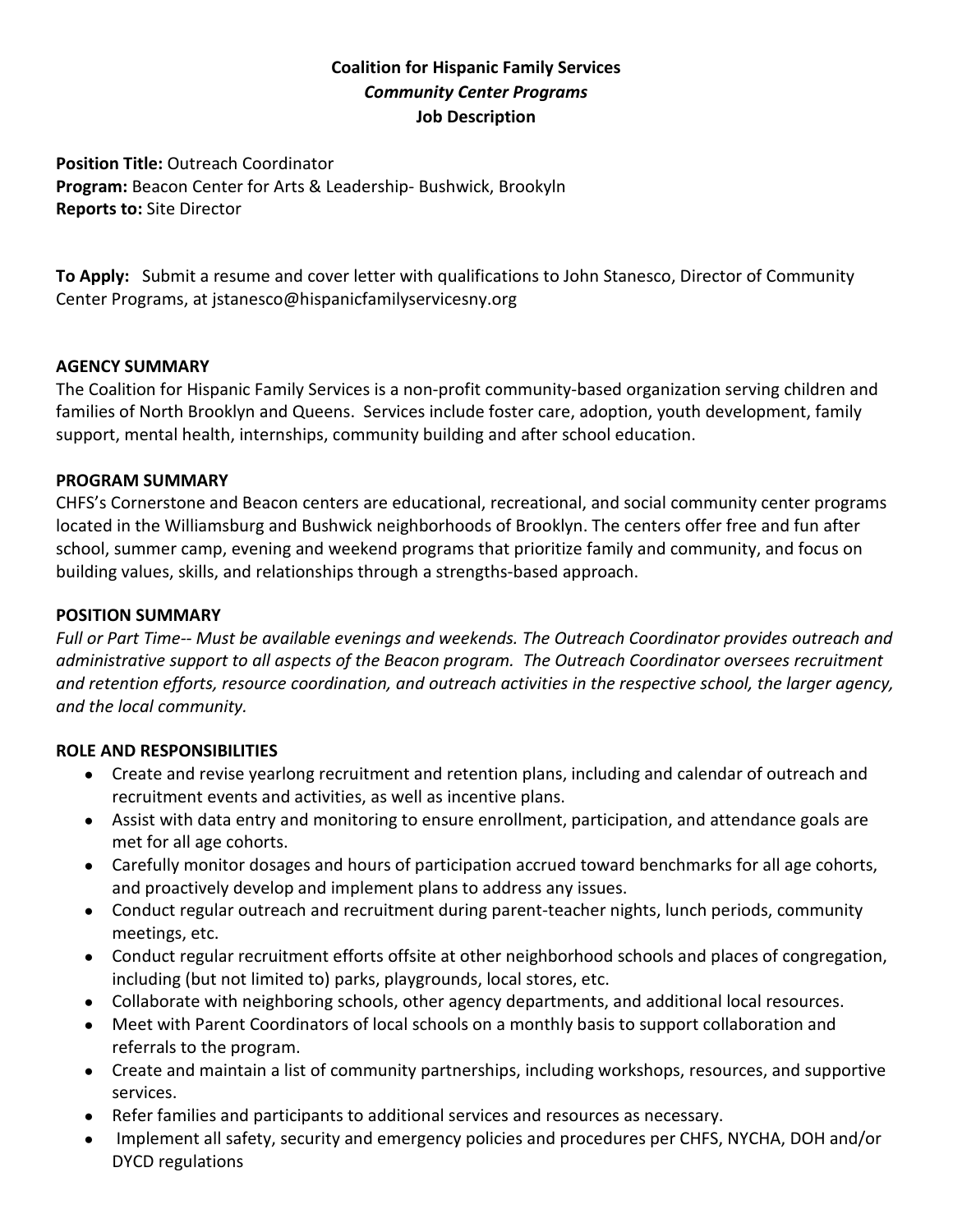**Coalition for Hispanic Family Services**
***Community Center Programs***
**Job Description**

**Position Title:** Outreach Coordinator
**Program:** Beacon Center for Arts & Leadership- Bushwick, Brookyln
**Reports to:** Site Director

**To Apply:** Submit a resume and cover letter with qualifications to John Stanesco, Director of Community Center Programs, at jstanesco@hispanicfamilyservicesny.org

## AGENCY SUMMARY

The Coalition for Hispanic Family Services is a non-profit community-based organization serving children and families of North Brooklyn and Queens. Services include foster care, adoption, youth development, family support, mental health, internships, community building and after school education.

## PROGRAM SUMMARY

CHFS's Cornerstone and Beacon centers are educational, recreational, and social community center programs located in the Williamsburg and Bushwick neighborhoods of Brooklyn. The centers offer free and fun after school, summer camp, evening and weekend programs that prioritize family and community, and focus on building values, skills, and relationships through a strengths-based approach.

## POSITION SUMMARY

*Full or Part Time-- Must be available evenings and weekends. The Outreach Coordinator provides outreach and administrative support to all aspects of the Beacon program. The Outreach Coordinator oversees recruitment and retention efforts, resource coordination, and outreach activities in the respective school, the larger agency, and the local community.*

## ROLE AND RESPONSIBILITIES

- Create and revise yearlong recruitment and retention plans, including and calendar of outreach and recruitment events and activities, as well as incentive plans.
- Assist with data entry and monitoring to ensure enrollment, participation, and attendance goals are met for all age cohorts.
- Carefully monitor dosages and hours of participation accrued toward benchmarks for all age cohorts, and proactively develop and implement plans to address any issues.
- Conduct regular outreach and recruitment during parent-teacher nights, lunch periods, community meetings, etc.
- Conduct regular recruitment efforts offsite at other neighborhood schools and places of congregation, including (but not limited to) parks, playgrounds, local stores, etc.
- Collaborate with neighboring schools, other agency departments, and additional local resources.
- Meet with Parent Coordinators of local schools on a monthly basis to support collaboration and referrals to the program.
- Create and maintain a list of community partnerships, including workshops, resources, and supportive services.
- Refer families and participants to additional services and resources as necessary.
- Implement all safety, security and emergency policies and procedures per CHFS, NYCHA, DOH and/or DYCD regulations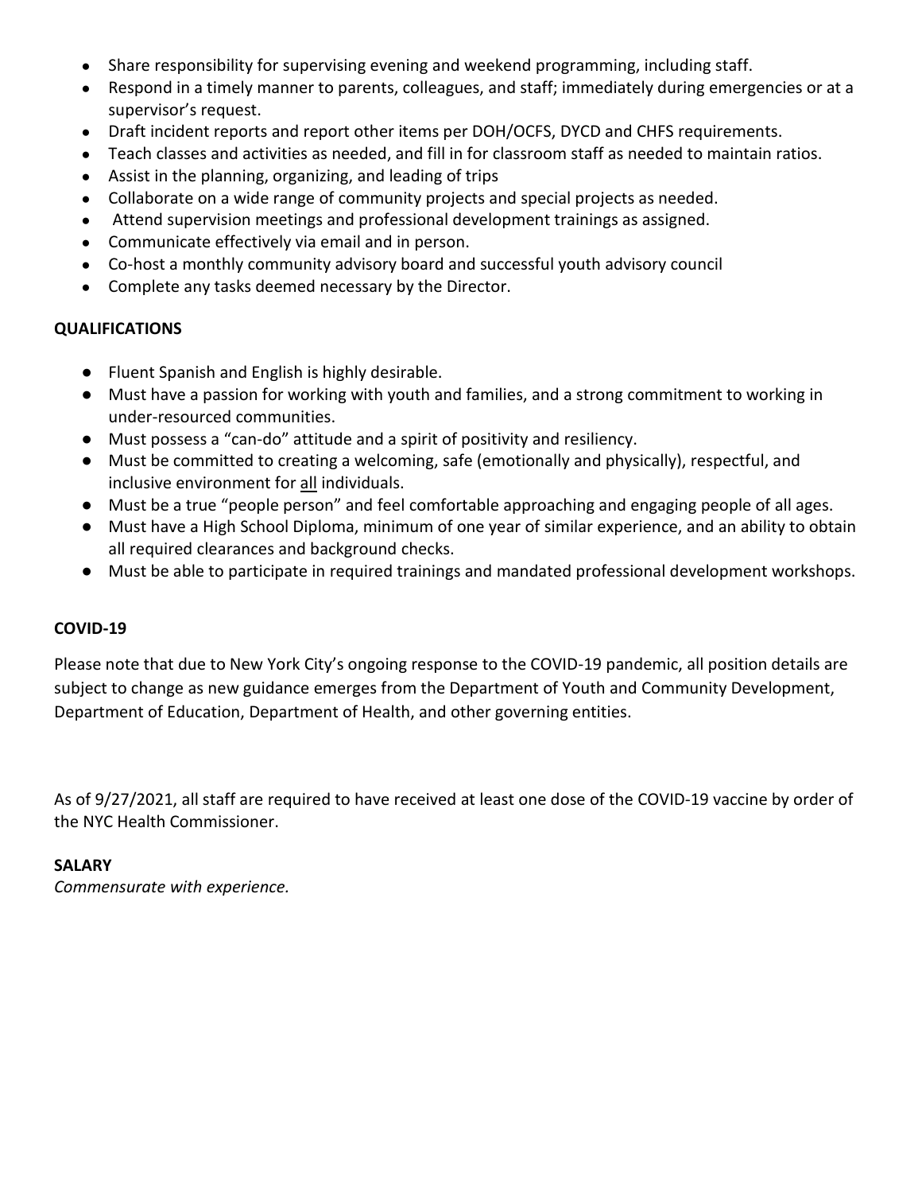- Share responsibility for supervising evening and weekend programming, including staff.
- Respond in a timely manner to parents, colleagues, and staff; immediately during emergencies or at a supervisor's request.
- Draft incident reports and report other items per DOH/OCFS, DYCD and CHFS requirements.
- Teach classes and activities as needed, and fill in for classroom staff as needed to maintain ratios.
- Assist in the planning, organizing, and leading of trips
- Collaborate on a wide range of community projects and special projects as needed.
- Attend supervision meetings and professional development trainings as assigned.
- Communicate effectively via email and in person.
- Co-host a monthly community advisory board and successful youth advisory council
- Complete any tasks deemed necessary by the Director.

**QUALIFICATIONS**

- Fluent Spanish and English is highly desirable.
- Must have a passion for working with youth and families, and a strong commitment to working in under-resourced communities.
- Must possess a "can-do" attitude and a spirit of positivity and resiliency.
- Must be committed to creating a welcoming, safe (emotionally and physically), respectful, and inclusive environment for <u>all</u> individuals.
- Must be a true "people person" and feel comfortable approaching and engaging people of all ages.
- Must have a High School Diploma, minimum of one year of similar experience, and an ability to obtain all required clearances and background checks.
- Must be able to participate in required trainings and mandated professional development workshops.

**COVID-19**

Please note that due to New York City's ongoing response to the COVID-19 pandemic, all position details are subject to change as new guidance emerges from the Department of Youth and Community Development, Department of Education, Department of Health, and other governing entities.

As of 9/27/2021, all staff are required to have received at least one dose of the COVID-19 vaccine by order of the NYC Health Commissioner.

**SALARY**

*Commensurate with experience.*